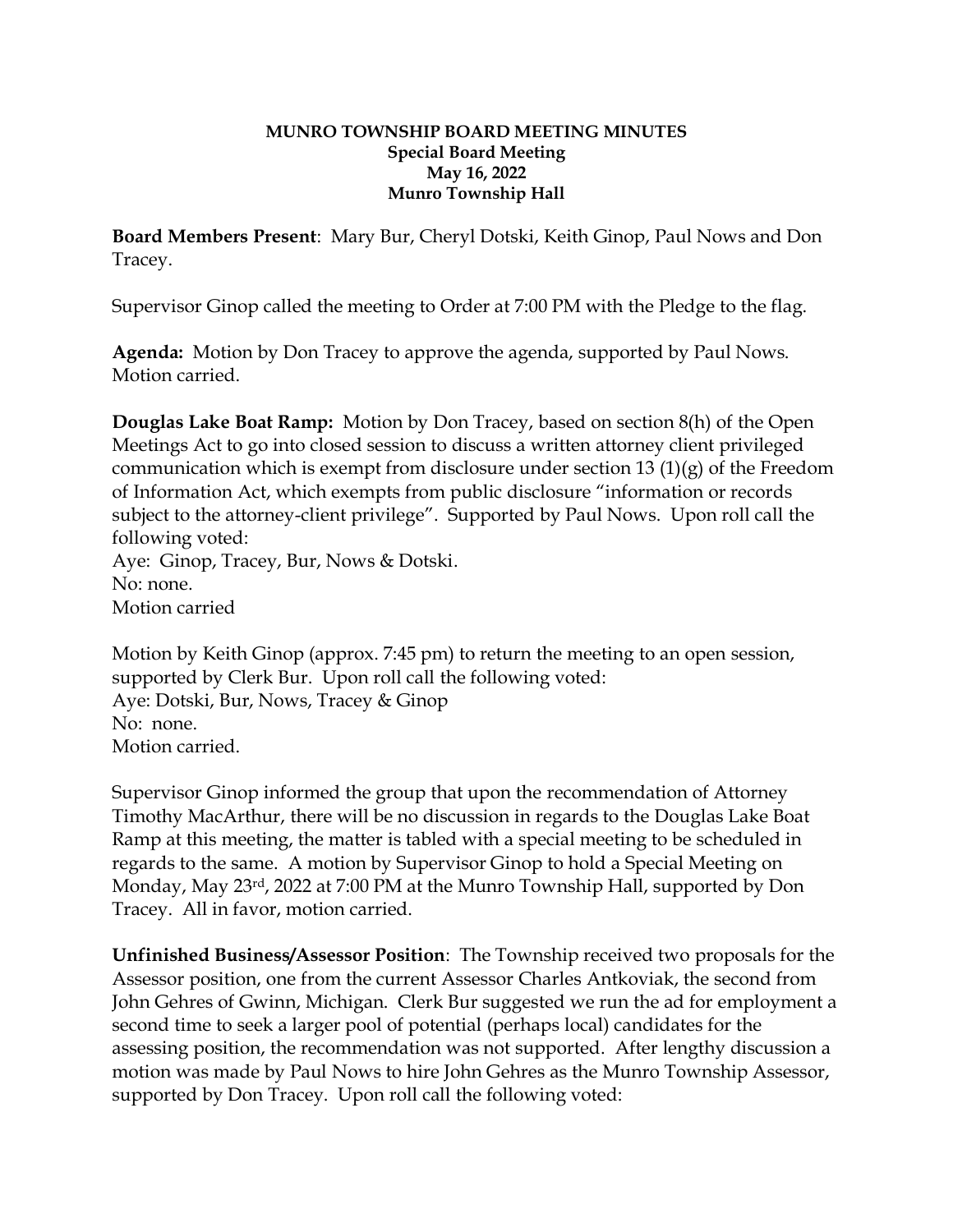**MUNRO TOWNSHIP BOARD MEETING MINUTES**
**Special Board Meeting**
**May 16, 2022**
**Munro Township Hall**

**Board Members Present**: Mary Bur, Cheryl Dotski, Keith Ginop, Paul Nows and Don Tracey.

Supervisor Ginop called the meeting to Order at 7:00 PM with the Pledge to the flag.

**Agenda:** Motion by Don Tracey to approve the agenda, supported by Paul Nows. Motion carried.

**Douglas Lake Boat Ramp:** Motion by Don Tracey, based on section 8(h) of the Open Meetings Act to go into closed session to discuss a written attorney client privileged communication which is exempt from disclosure under section 13 (1)(g) of the Freedom of Information Act, which exempts from public disclosure "information or records subject to the attorney-client privilege". Supported by Paul Nows. Upon roll call the following voted:
Aye: Ginop, Tracey, Bur, Nows & Dotski.
No: none.
Motion carried

Motion by Keith Ginop (approx. 7:45 pm) to return the meeting to an open session, supported by Clerk Bur. Upon roll call the following voted:
Aye: Dotski, Bur, Nows, Tracey & Ginop
No: none.
Motion carried.

Supervisor Ginop informed the group that upon the recommendation of Attorney Timothy MacArthur, there will be no discussion in regards to the Douglas Lake Boat Ramp at this meeting, the matter is tabled with a special meeting to be scheduled in regards to the same. A motion by Supervisor Ginop to hold a Special Meeting on Monday, May 23rd, 2022 at 7:00 PM at the Munro Township Hall, supported by Don Tracey. All in favor, motion carried.

**Unfinished Business/Assessor Position**: The Township received two proposals for the Assessor position, one from the current Assessor Charles Antkoviak, the second from John Gehres of Gwinn, Michigan. Clerk Bur suggested we run the ad for employment a second time to seek a larger pool of potential (perhaps local) candidates for the assessing position, the recommendation was not supported. After lengthy discussion a motion was made by Paul Nows to hire John Gehres as the Munro Township Assessor, supported by Don Tracey. Upon roll call the following voted: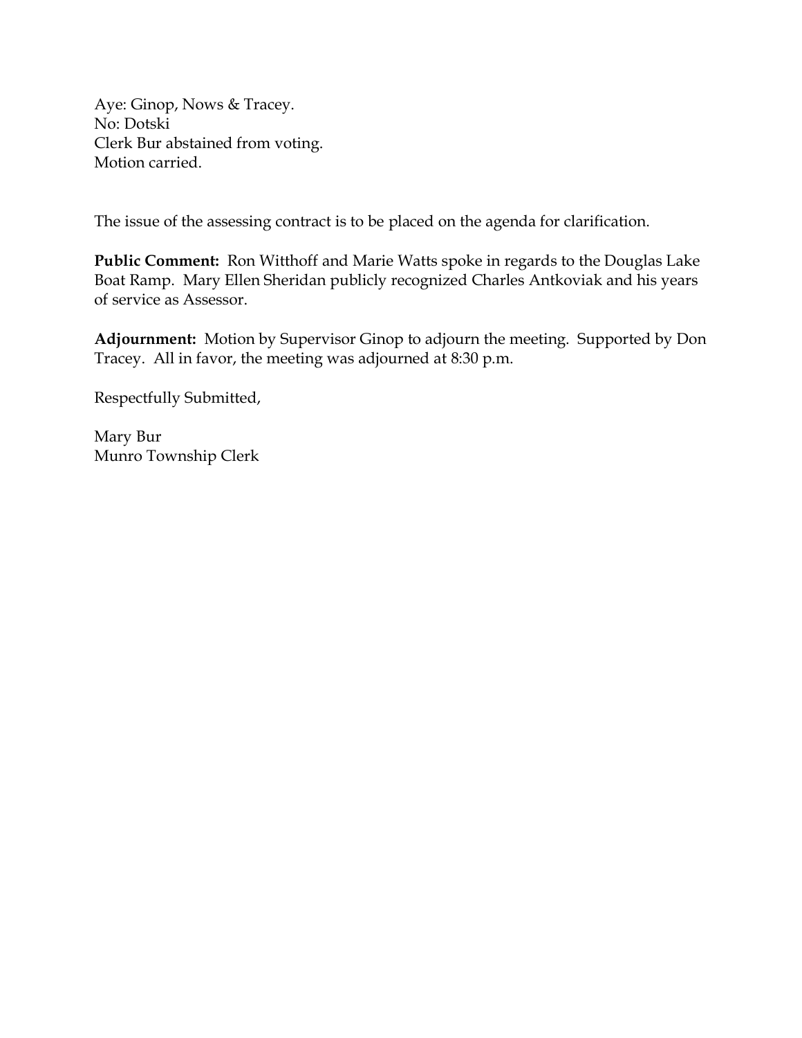Aye: Ginop, Nows & Tracey.
No: Dotski
Clerk Bur abstained from voting.
Motion carried.

The issue of the assessing contract is to be placed on the agenda for clarification.

**Public Comment:** Ron Witthoff and Marie Watts spoke in regards to the Douglas Lake Boat Ramp. Mary Ellen Sheridan publicly recognized Charles Antkoviak and his years of service as Assessor.

**Adjournment:** Motion by Supervisor Ginop to adjourn the meeting. Supported by Don Tracey. All in favor, the meeting was adjourned at 8:30 p.m.

Respectfully Submitted,

Mary Bur
Munro Township Clerk